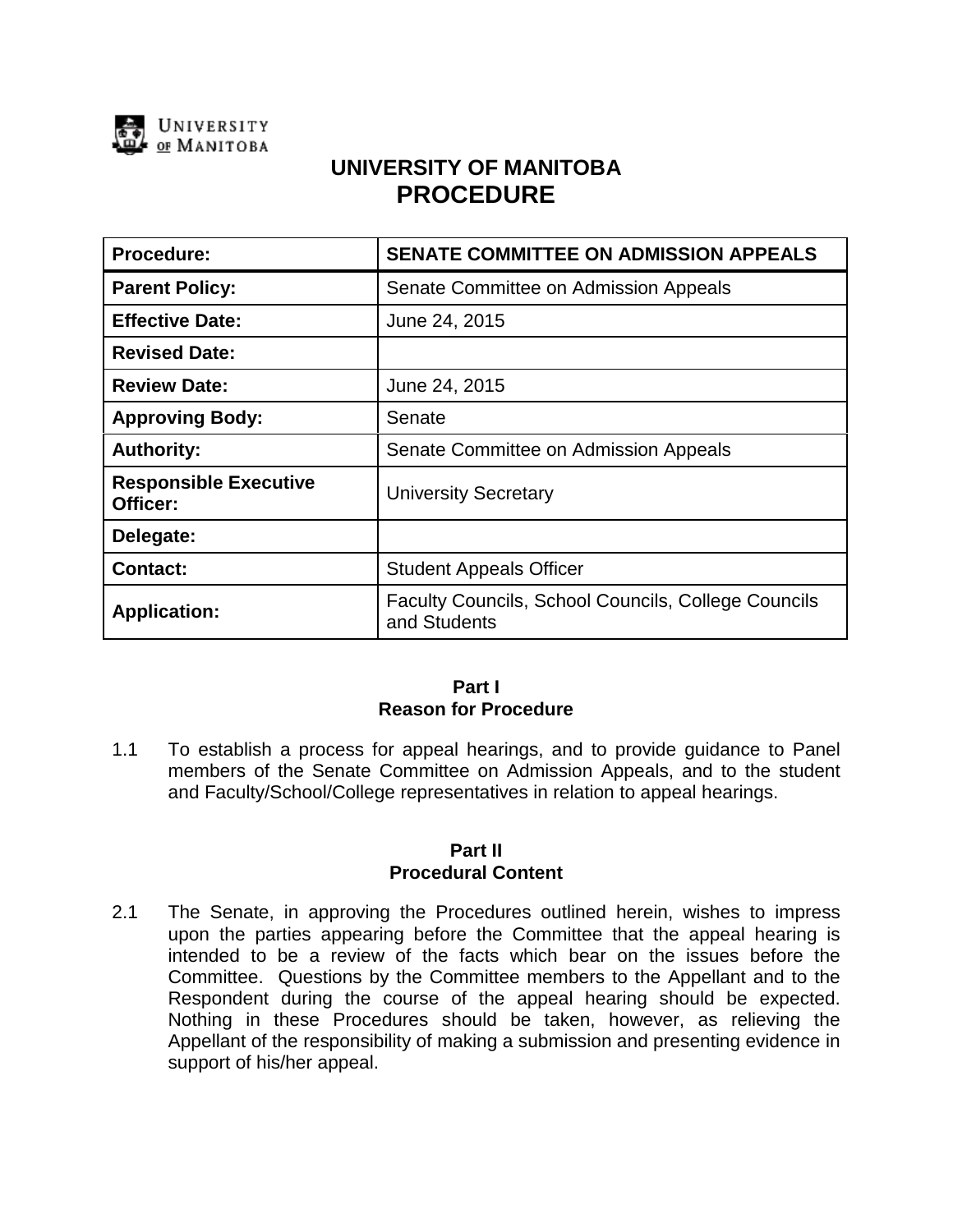# UNIVERSITY OF MANITOBA
# PROCEDURE

| Procedure: | SENATE COMMITTEE ON ADMISSION APPEALS |
|---|---|
| Parent Policy: | Senate Committee on Admission Appeals |
| Effective Date: | June 24, 2015 |
| Revised Date: | |
| Review Date: | June 24, 2015 |
| Approving Body: | Senate |
| Authority: | Senate Committee on Admission Appeals |
| Responsible Executive Officer: | University Secretary |
| Delegate: | |
| Contact: | Student Appeals Officer |
| Application: | Faculty Councils, School Councils, College Councils and Students |

## Part I
## Reason for Procedure

1.1 To establish a process for appeal hearings, and to provide guidance to Panel members of the Senate Committee on Admission Appeals, and to the student and Faculty/School/College representatives in relation to appeal hearings.

## Part II
## Procedural Content

2.1 The Senate, in approving the Procedures outlined herein, wishes to impress upon the parties appearing before the Committee that the appeal hearing is intended to be a review of the facts which bear on the issues before the Committee. Questions by the Committee members to the Appellant and to the Respondent during the course of the appeal hearing should be expected. Nothing in these Procedures should be taken, however, as relieving the Appellant of the responsibility of making a submission and presenting evidence in support of his/her appeal.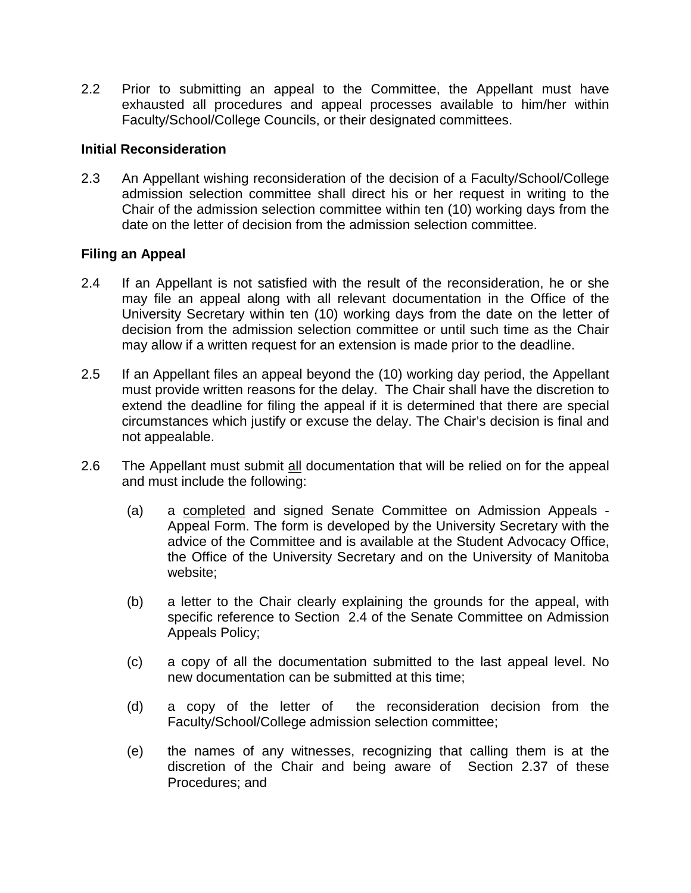2.2 Prior to submitting an appeal to the Committee, the Appellant must have exhausted all procedures and appeal processes available to him/her within Faculty/School/College Councils, or their designated committees.

**Initial Reconsideration**

2.3 An Appellant wishing reconsideration of the decision of a Faculty/School/College admission selection committee shall direct his or her request in writing to the Chair of the admission selection committee within ten (10) working days from the date on the letter of decision from the admission selection committee.

**Filing an Appeal**

2.4 If an Appellant is not satisfied with the result of the reconsideration, he or she may file an appeal along with all relevant documentation in the Office of the University Secretary within ten (10) working days from the date on the letter of decision from the admission selection committee or until such time as the Chair may allow if a written request for an extension is made prior to the deadline.

2.5 If an Appellant files an appeal beyond the (10) working day period, the Appellant must provide written reasons for the delay. The Chair shall have the discretion to extend the deadline for filing the appeal if it is determined that there are special circumstances which justify or excuse the delay. The Chair's decision is final and not appealable.

2.6 The Appellant must submit <u>all</u> documentation that will be relied on for the appeal and must include the following:

(a) a <u>completed</u> and signed Senate Committee on Admission Appeals - Appeal Form. The form is developed by the University Secretary with the advice of the Committee and is available at the Student Advocacy Office, the Office of the University Secretary and on the University of Manitoba website;

(b) a letter to the Chair clearly explaining the grounds for the appeal, with specific reference to Section 2.4 of the Senate Committee on Admission Appeals Policy;

(c) a copy of all the documentation submitted to the last appeal level. No new documentation can be submitted at this time;

(d) a copy of the letter of the reconsideration decision from the Faculty/School/College admission selection committee;

(e) the names of any witnesses, recognizing that calling them is at the discretion of the Chair and being aware of Section 2.37 of these Procedures; and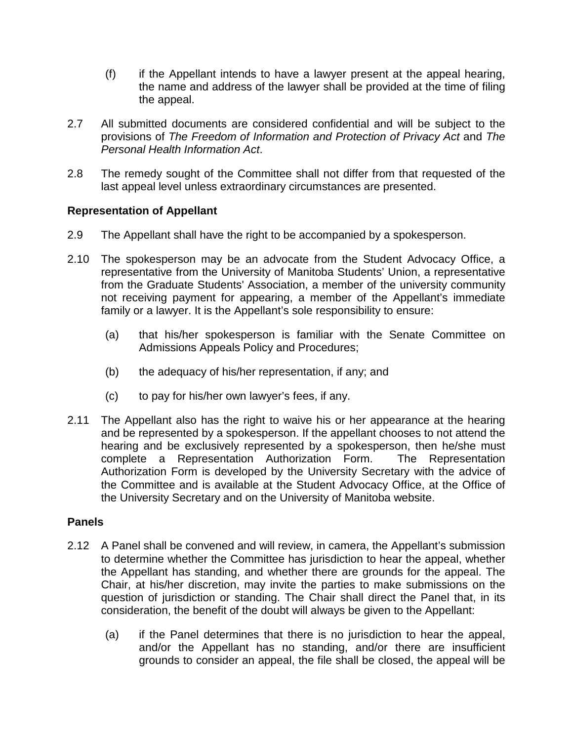(f) if the Appellant intends to have a lawyer present at the appeal hearing, the name and address of the lawyer shall be provided at the time of filing the appeal.

2.7 All submitted documents are considered confidential and will be subject to the provisions of *The Freedom of Information and Protection of Privacy Act* and *The Personal Health Information Act*.

2.8 The remedy sought of the Committee shall not differ from that requested of the last appeal level unless extraordinary circumstances are presented.

**Representation of Appellant**

2.9 The Appellant shall have the right to be accompanied by a spokesperson.

2.10 The spokesperson may be an advocate from the Student Advocacy Office, a representative from the University of Manitoba Students' Union, a representative from the Graduate Students' Association, a member of the university community not receiving payment for appearing, a member of the Appellant's immediate family or a lawyer. It is the Appellant's sole responsibility to ensure:

(a) that his/her spokesperson is familiar with the Senate Committee on Admissions Appeals Policy and Procedures;

(b) the adequacy of his/her representation, if any; and

(c) to pay for his/her own lawyer's fees, if any.

2.11 The Appellant also has the right to waive his or her appearance at the hearing and be represented by a spokesperson. If the appellant chooses to not attend the hearing and be exclusively represented by a spokesperson, then he/she must complete a Representation Authorization Form. The Representation Authorization Form is developed by the University Secretary with the advice of the Committee and is available at the Student Advocacy Office, at the Office of the University Secretary and on the University of Manitoba website.

**Panels**

2.12 A Panel shall be convened and will review, in camera, the Appellant's submission to determine whether the Committee has jurisdiction to hear the appeal, whether the Appellant has standing, and whether there are grounds for the appeal. The Chair, at his/her discretion, may invite the parties to make submissions on the question of jurisdiction or standing. The Chair shall direct the Panel that, in its consideration, the benefit of the doubt will always be given to the Appellant:

(a) if the Panel determines that there is no jurisdiction to hear the appeal, and/or the Appellant has no standing, and/or there are insufficient grounds to consider an appeal, the file shall be closed, the appeal will be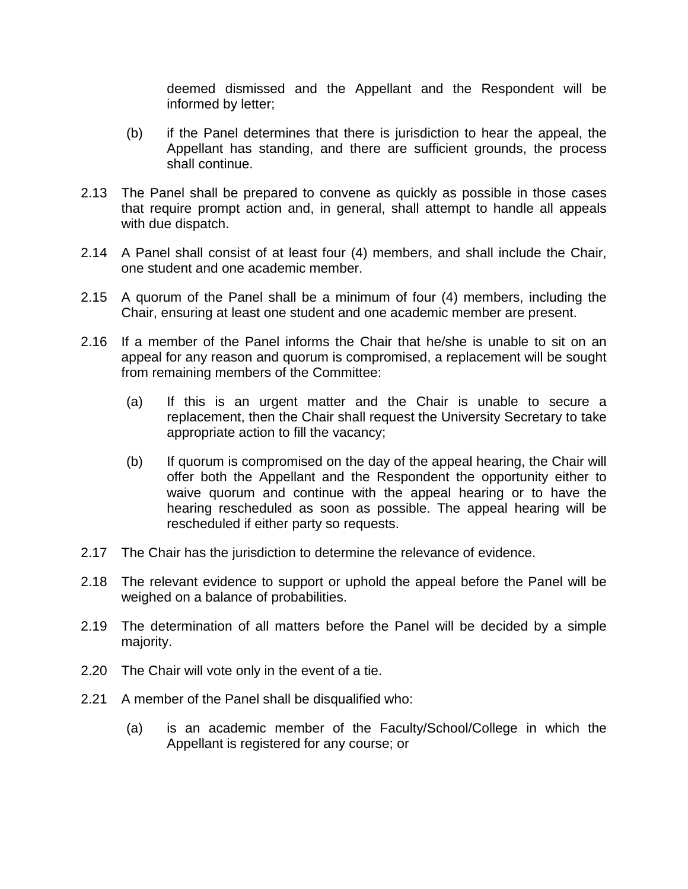deemed dismissed and the Appellant and the Respondent will be informed by letter;

(b) if the Panel determines that there is jurisdiction to hear the appeal, the Appellant has standing, and there are sufficient grounds, the process shall continue.

2.13 The Panel shall be prepared to convene as quickly as possible in those cases that require prompt action and, in general, shall attempt to handle all appeals with due dispatch.

2.14 A Panel shall consist of at least four (4) members, and shall include the Chair, one student and one academic member.

2.15 A quorum of the Panel shall be a minimum of four (4) members, including the Chair, ensuring at least one student and one academic member are present.

2.16 If a member of the Panel informs the Chair that he/she is unable to sit on an appeal for any reason and quorum is compromised, a replacement will be sought from remaining members of the Committee:

(a) If this is an urgent matter and the Chair is unable to secure a replacement, then the Chair shall request the University Secretary to take appropriate action to fill the vacancy;

(b) If quorum is compromised on the day of the appeal hearing, the Chair will offer both the Appellant and the Respondent the opportunity either to waive quorum and continue with the appeal hearing or to have the hearing rescheduled as soon as possible. The appeal hearing will be rescheduled if either party so requests.

2.17 The Chair has the jurisdiction to determine the relevance of evidence.

2.18 The relevant evidence to support or uphold the appeal before the Panel will be weighed on a balance of probabilities.

2.19 The determination of all matters before the Panel will be decided by a simple majority.

2.20 The Chair will vote only in the event of a tie.

2.21 A member of the Panel shall be disqualified who:

(a) is an academic member of the Faculty/School/College in which the Appellant is registered for any course; or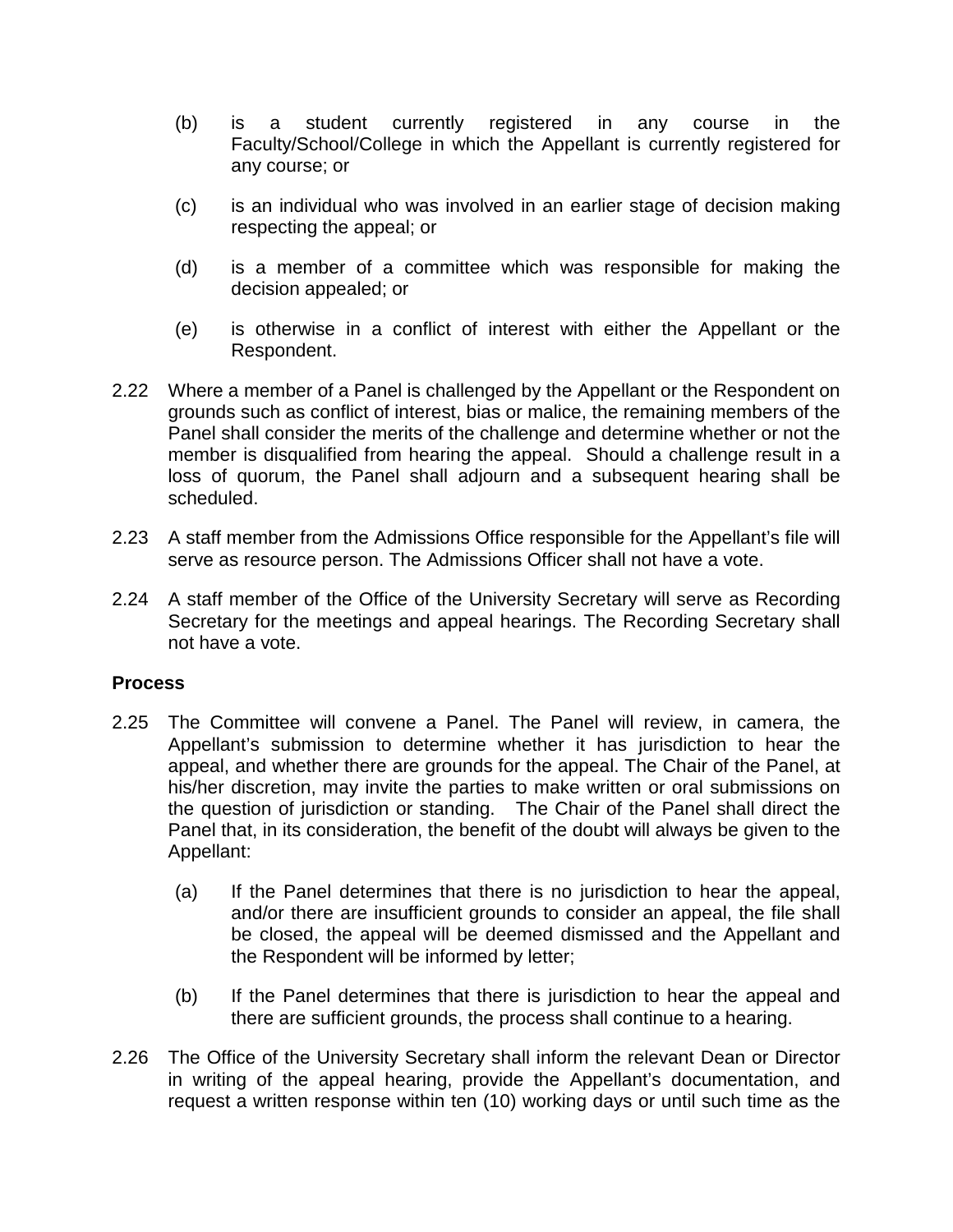(b) is a student currently registered in any course in the Faculty/School/College in which the Appellant is currently registered for any course; or

(c) is an individual who was involved in an earlier stage of decision making respecting the appeal; or

(d) is a member of a committee which was responsible for making the decision appealed; or

(e) is otherwise in a conflict of interest with either the Appellant or the Respondent.

2.22 Where a member of a Panel is challenged by the Appellant or the Respondent on grounds such as conflict of interest, bias or malice, the remaining members of the Panel shall consider the merits of the challenge and determine whether or not the member is disqualified from hearing the appeal. Should a challenge result in a loss of quorum, the Panel shall adjourn and a subsequent hearing shall be scheduled.

2.23 A staff member from the Admissions Office responsible for the Appellant's file will serve as resource person. The Admissions Officer shall not have a vote.

2.24 A staff member of the Office of the University Secretary will serve as Recording Secretary for the meetings and appeal hearings. The Recording Secretary shall not have a vote.

**Process**

2.25 The Committee will convene a Panel. The Panel will review, in camera, the Appellant's submission to determine whether it has jurisdiction to hear the appeal, and whether there are grounds for the appeal. The Chair of the Panel, at his/her discretion, may invite the parties to make written or oral submissions on the question of jurisdiction or standing. The Chair of the Panel shall direct the Panel that, in its consideration, the benefit of the doubt will always be given to the Appellant:

(a) If the Panel determines that there is no jurisdiction to hear the appeal, and/or there are insufficient grounds to consider an appeal, the file shall be closed, the appeal will be deemed dismissed and the Appellant and the Respondent will be informed by letter;

(b) If the Panel determines that there is jurisdiction to hear the appeal and there are sufficient grounds, the process shall continue to a hearing.

2.26 The Office of the University Secretary shall inform the relevant Dean or Director in writing of the appeal hearing, provide the Appellant's documentation, and request a written response within ten (10) working days or until such time as the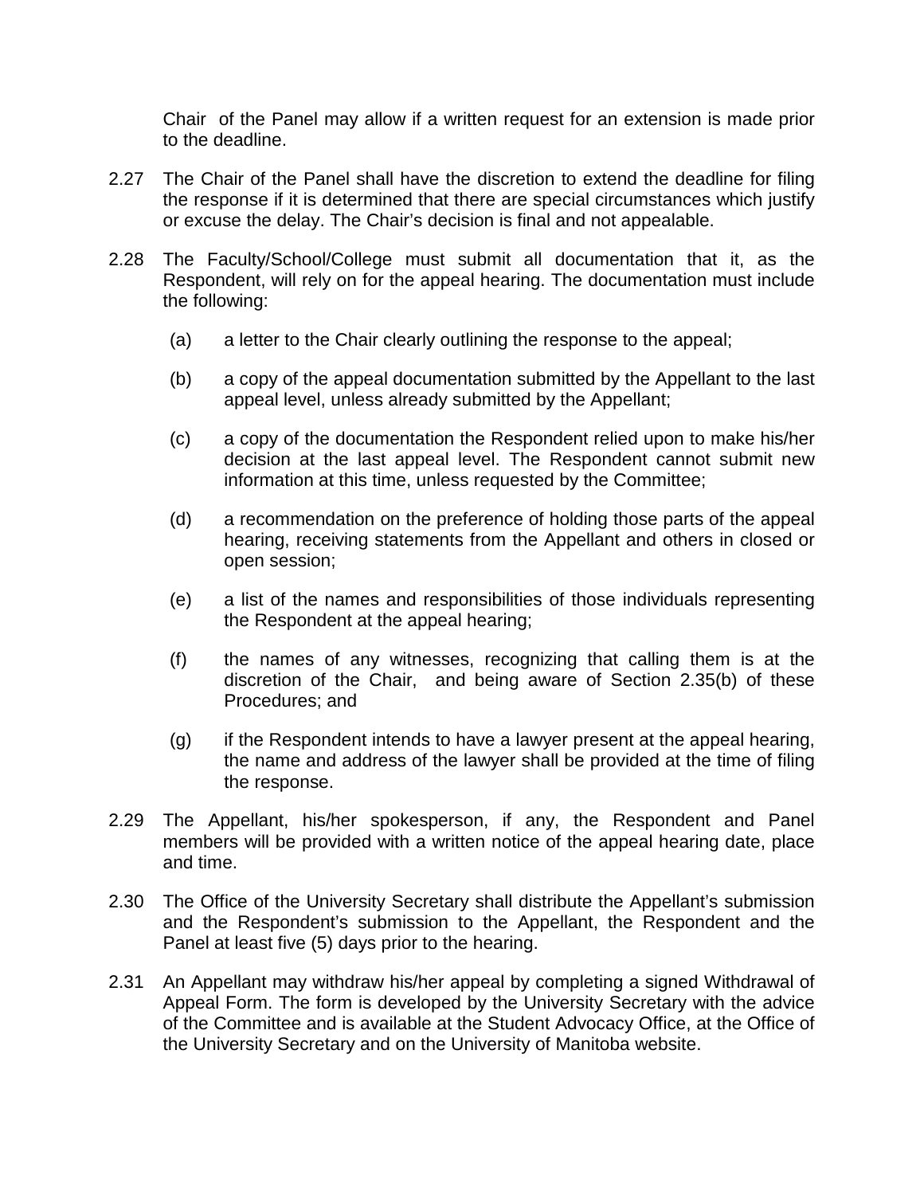Chair of the Panel may allow if a written request for an extension is made prior to the deadline.

2.27 The Chair of the Panel shall have the discretion to extend the deadline for filing the response if it is determined that there are special circumstances which justify or excuse the delay. The Chair's decision is final and not appealable.

2.28 The Faculty/School/College must submit all documentation that it, as the Respondent, will rely on for the appeal hearing. The documentation must include the following:

(a) a letter to the Chair clearly outlining the response to the appeal;

(b) a copy of the appeal documentation submitted by the Appellant to the last appeal level, unless already submitted by the Appellant;

(c) a copy of the documentation the Respondent relied upon to make his/her decision at the last appeal level. The Respondent cannot submit new information at this time, unless requested by the Committee;

(d) a recommendation on the preference of holding those parts of the appeal hearing, receiving statements from the Appellant and others in closed or open session;

(e) a list of the names and responsibilities of those individuals representing the Respondent at the appeal hearing;

(f) the names of any witnesses, recognizing that calling them is at the discretion of the Chair, and being aware of Section 2.35(b) of these Procedures; and

(g) if the Respondent intends to have a lawyer present at the appeal hearing, the name and address of the lawyer shall be provided at the time of filing the response.

2.29 The Appellant, his/her spokesperson, if any, the Respondent and Panel members will be provided with a written notice of the appeal hearing date, place and time.

2.30 The Office of the University Secretary shall distribute the Appellant's submission and the Respondent's submission to the Appellant, the Respondent and the Panel at least five (5) days prior to the hearing.

2.31 An Appellant may withdraw his/her appeal by completing a signed Withdrawal of Appeal Form. The form is developed by the University Secretary with the advice of the Committee and is available at the Student Advocacy Office, at the Office of the University Secretary and on the University of Manitoba website.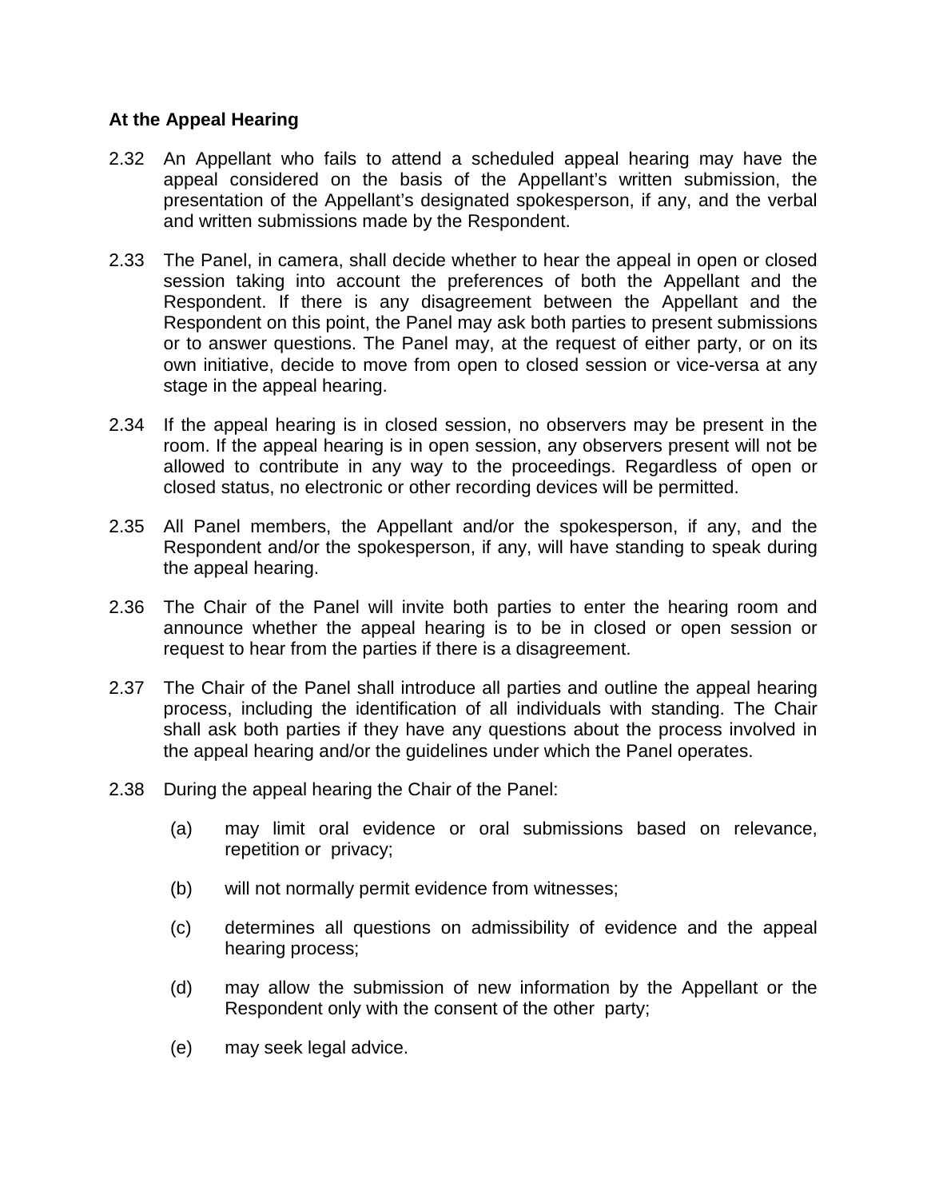**At the Appeal Hearing**

2.32 An Appellant who fails to attend a scheduled appeal hearing may have the appeal considered on the basis of the Appellant's written submission, the presentation of the Appellant's designated spokesperson, if any, and the verbal and written submissions made by the Respondent.

2.33 The Panel, in camera, shall decide whether to hear the appeal in open or closed session taking into account the preferences of both the Appellant and the Respondent. If there is any disagreement between the Appellant and the Respondent on this point, the Panel may ask both parties to present submissions or to answer questions. The Panel may, at the request of either party, or on its own initiative, decide to move from open to closed session or vice-versa at any stage in the appeal hearing.

2.34 If the appeal hearing is in closed session, no observers may be present in the room. If the appeal hearing is in open session, any observers present will not be allowed to contribute in any way to the proceedings. Regardless of open or closed status, no electronic or other recording devices will be permitted.

2.35 All Panel members, the Appellant and/or the spokesperson, if any, and the Respondent and/or the spokesperson, if any, will have standing to speak during the appeal hearing.

2.36 The Chair of the Panel will invite both parties to enter the hearing room and announce whether the appeal hearing is to be in closed or open session or request to hear from the parties if there is a disagreement.

2.37 The Chair of the Panel shall introduce all parties and outline the appeal hearing process, including the identification of all individuals with standing. The Chair shall ask both parties if they have any questions about the process involved in the appeal hearing and/or the guidelines under which the Panel operates.

2.38 During the appeal hearing the Chair of the Panel:

(a) may limit oral evidence or oral submissions based on relevance, repetition or privacy;

(b) will not normally permit evidence from witnesses;

(c) determines all questions on admissibility of evidence and the appeal hearing process;

(d) may allow the submission of new information by the Appellant or the Respondent only with the consent of the other party;

(e) may seek legal advice.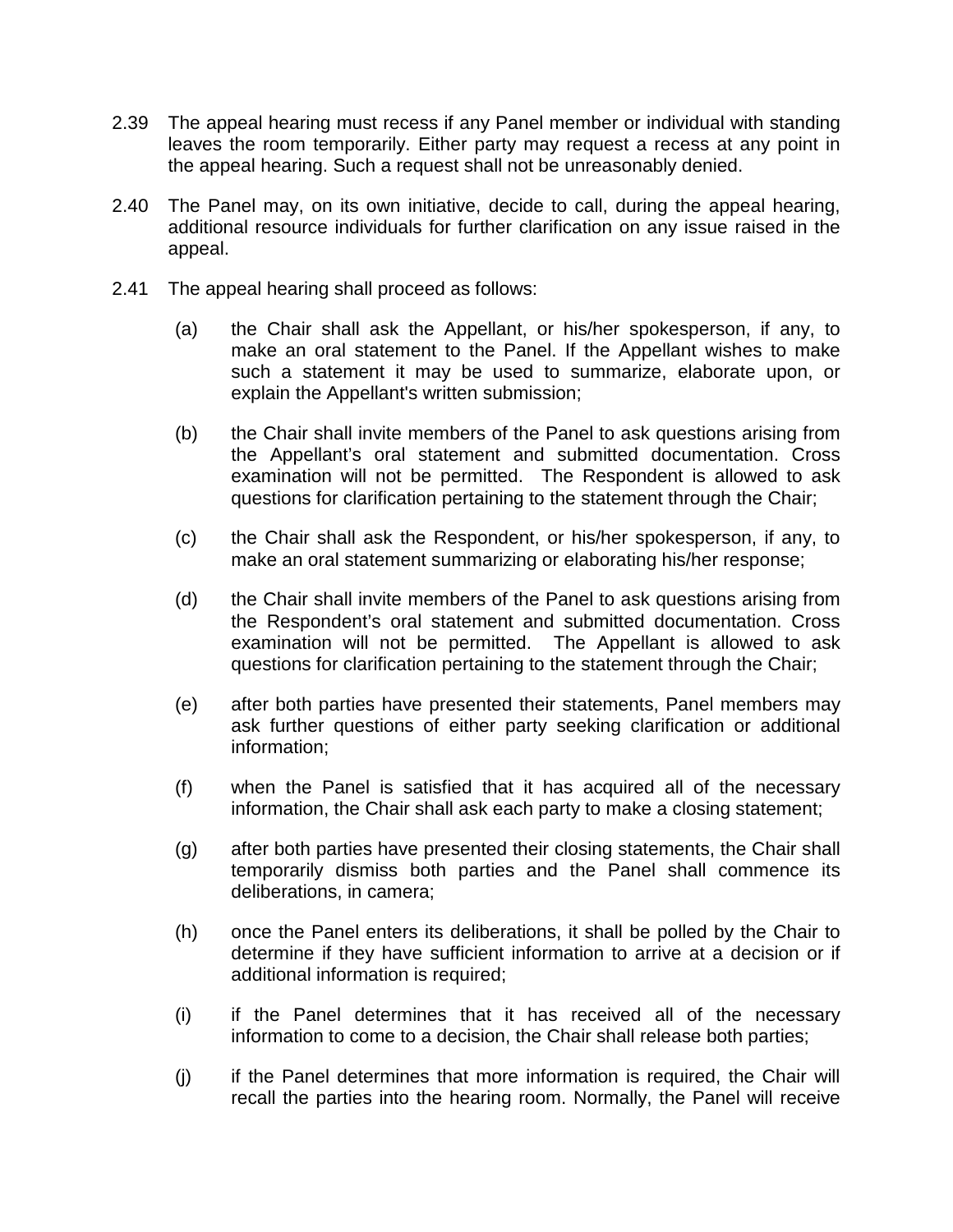2.39 The appeal hearing must recess if any Panel member or individual with standing leaves the room temporarily. Either party may request a recess at any point in the appeal hearing. Such a request shall not be unreasonably denied.

2.40 The Panel may, on its own initiative, decide to call, during the appeal hearing, additional resource individuals for further clarification on any issue raised in the appeal.

2.41 The appeal hearing shall proceed as follows:

(a) the Chair shall ask the Appellant, or his/her spokesperson, if any, to make an oral statement to the Panel. If the Appellant wishes to make such a statement it may be used to summarize, elaborate upon, or explain the Appellant's written submission;

(b) the Chair shall invite members of the Panel to ask questions arising from the Appellant's oral statement and submitted documentation. Cross examination will not be permitted. The Respondent is allowed to ask questions for clarification pertaining to the statement through the Chair;

(c) the Chair shall ask the Respondent, or his/her spokesperson, if any, to make an oral statement summarizing or elaborating his/her response;

(d) the Chair shall invite members of the Panel to ask questions arising from the Respondent's oral statement and submitted documentation. Cross examination will not be permitted. The Appellant is allowed to ask questions for clarification pertaining to the statement through the Chair;

(e) after both parties have presented their statements, Panel members may ask further questions of either party seeking clarification or additional information;

(f) when the Panel is satisfied that it has acquired all of the necessary information, the Chair shall ask each party to make a closing statement;

(g) after both parties have presented their closing statements, the Chair shall temporarily dismiss both parties and the Panel shall commence its deliberations, in camera;

(h) once the Panel enters its deliberations, it shall be polled by the Chair to determine if they have sufficient information to arrive at a decision or if additional information is required;

(i) if the Panel determines that it has received all of the necessary information to come to a decision, the Chair shall release both parties;

(j) if the Panel determines that more information is required, the Chair will recall the parties into the hearing room. Normally, the Panel will receive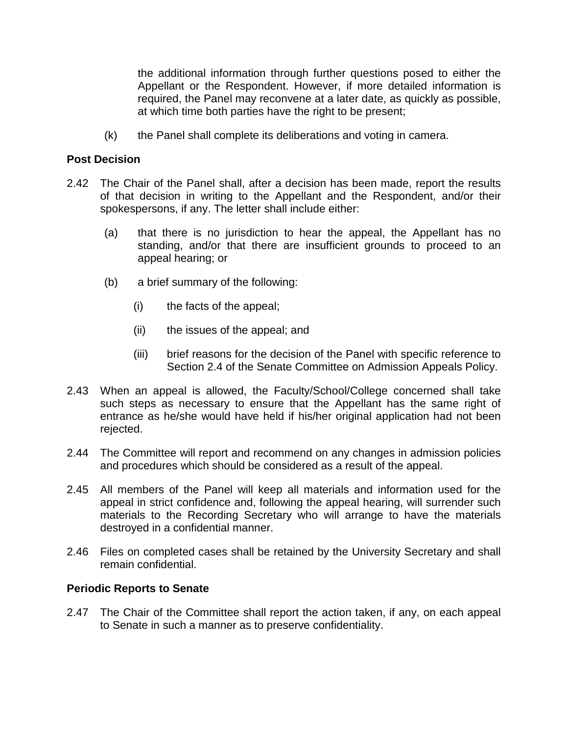the additional information through further questions posed to either the Appellant or the Respondent. However, if more detailed information is required, the Panel may reconvene at a later date, as quickly as possible, at which time both parties have the right to be present;

(k) the Panel shall complete its deliberations and voting in camera.

**Post Decision**

2.42 The Chair of the Panel shall, after a decision has been made, report the results of that decision in writing to the Appellant and the Respondent, and/or their spokespersons, if any. The letter shall include either:

(a) that there is no jurisdiction to hear the appeal, the Appellant has no standing, and/or that there are insufficient grounds to proceed to an appeal hearing; or

(b) a brief summary of the following:

(i) the facts of the appeal;

(ii) the issues of the appeal; and

(iii) brief reasons for the decision of the Panel with specific reference to Section 2.4 of the Senate Committee on Admission Appeals Policy.

2.43 When an appeal is allowed, the Faculty/School/College concerned shall take such steps as necessary to ensure that the Appellant has the same right of entrance as he/she would have held if his/her original application had not been rejected.

2.44 The Committee will report and recommend on any changes in admission policies and procedures which should be considered as a result of the appeal.

2.45 All members of the Panel will keep all materials and information used for the appeal in strict confidence and, following the appeal hearing, will surrender such materials to the Recording Secretary who will arrange to have the materials destroyed in a confidential manner.

2.46 Files on completed cases shall be retained by the University Secretary and shall remain confidential.

**Periodic Reports to Senate**

2.47 The Chair of the Committee shall report the action taken, if any, on each appeal to Senate in such a manner as to preserve confidentiality.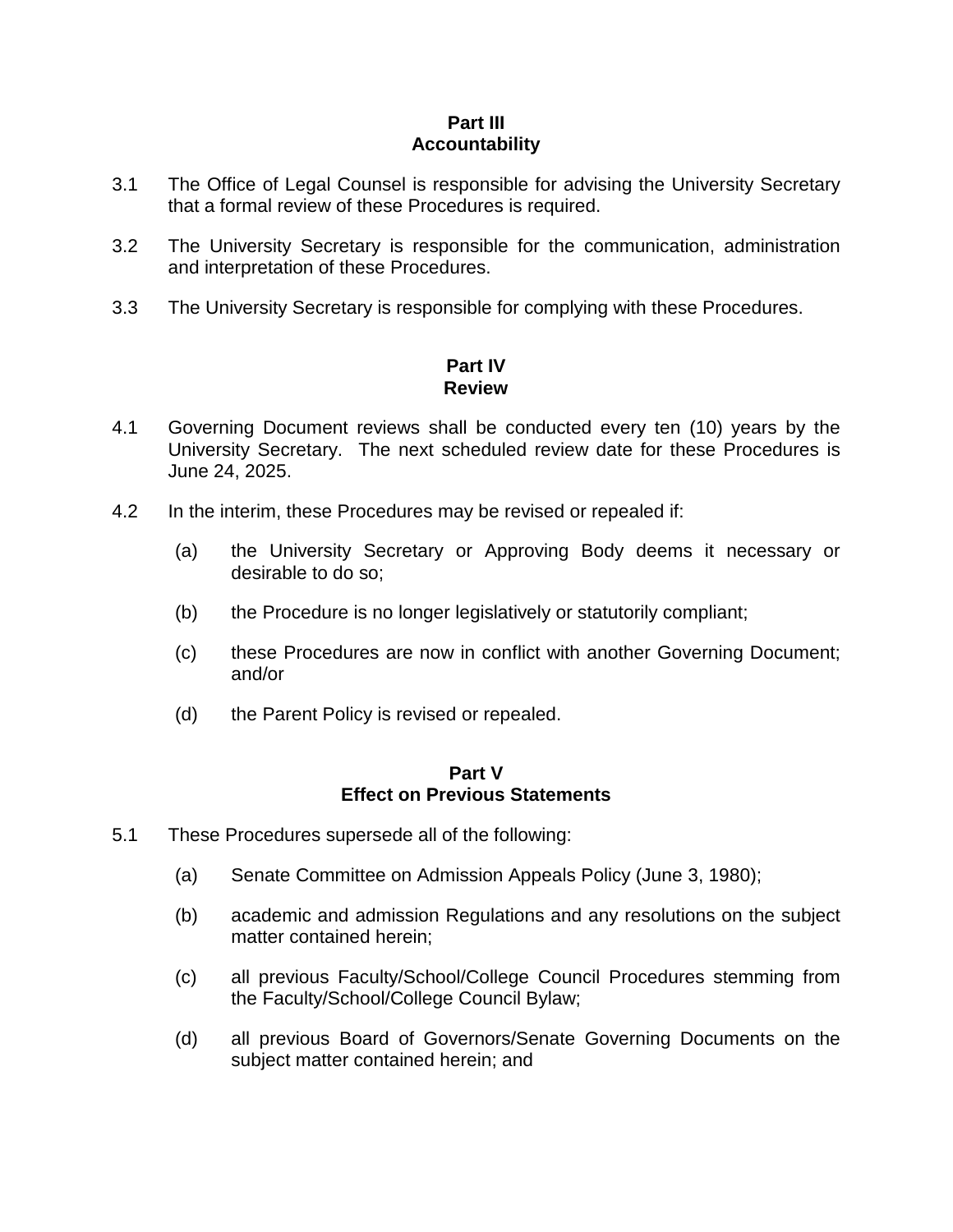## Part III
## Accountability

3.1 The Office of Legal Counsel is responsible for advising the University Secretary that a formal review of these Procedures is required.

3.2 The University Secretary is responsible for the communication, administration and interpretation of these Procedures.

3.3 The University Secretary is responsible for complying with these Procedures.

## Part IV
## Review

4.1 Governing Document reviews shall be conducted every ten (10) years by the University Secretary. The next scheduled review date for these Procedures is June 24, 2025.

4.2 In the interim, these Procedures may be revised or repealed if:

   (a) the University Secretary or Approving Body deems it necessary or desirable to do so;

   (b) the Procedure is no longer legislatively or statutorily compliant;

   (c) these Procedures are now in conflict with another Governing Document; and/or

   (d) the Parent Policy is revised or repealed.

## Part V
## Effect on Previous Statements

5.1 These Procedures supersede all of the following:

   (a) Senate Committee on Admission Appeals Policy (June 3, 1980);

   (b) academic and admission Regulations and any resolutions on the subject matter contained herein;

   (c) all previous Faculty/School/College Council Procedures stemming from the Faculty/School/College Council Bylaw;

   (d) all previous Board of Governors/Senate Governing Documents on the subject matter contained herein; and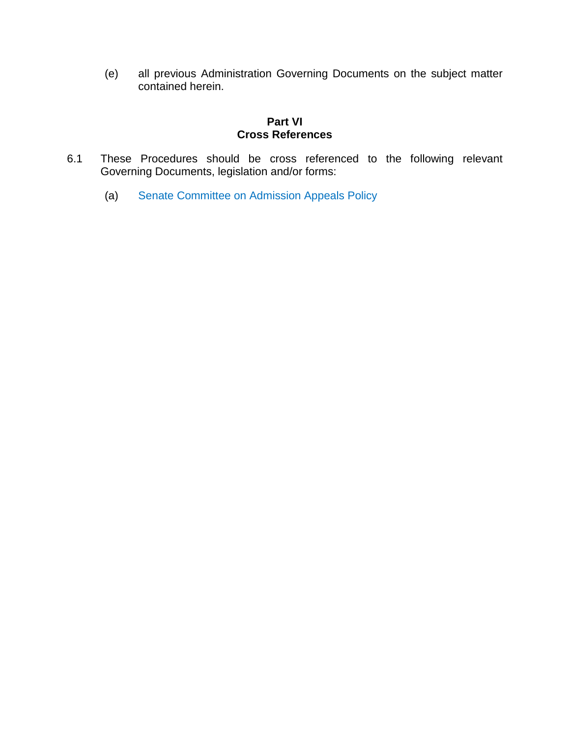(e) all previous Administration Governing Documents on the subject matter contained herein.

## Part VI
## Cross References

6.1 These Procedures should be cross referenced to the following relevant Governing Documents, legislation and/or forms:

(a) Senate Committee on Admission Appeals Policy